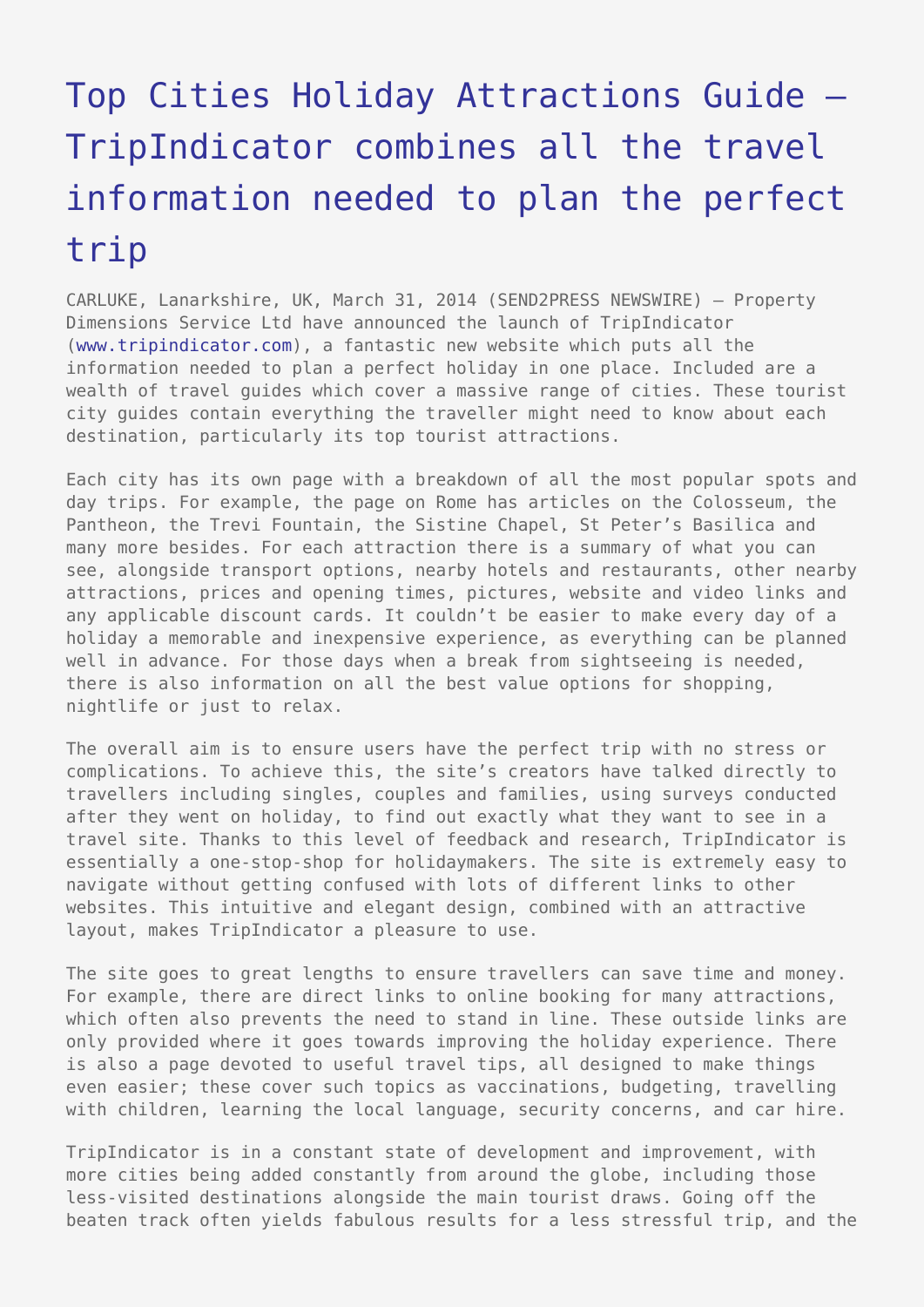# Top Cities Holiday Attractions Guide – TripIndicator combines all the travel information needed to plan the perfect trip

CARLUKE, Lanarkshire, UK, March 31, 2014 (SEND2PRESS NEWSWIRE) — Property Dimensions Service Ltd have announced the launch of TripIndicator (www.tripindicator.com), a fantastic new website which puts all the information needed to plan a perfect holiday in one place. Included are a wealth of travel guides which cover a massive range of cities. These tourist city guides contain everything the traveller might need to know about each destination, particularly its top tourist attractions.

Each city has its own page with a breakdown of all the most popular spots and day trips. For example, the page on Rome has articles on the Colosseum, the Pantheon, the Trevi Fountain, the Sistine Chapel, St Peter's Basilica and many more besides. For each attraction there is a summary of what you can see, alongside transport options, nearby hotels and restaurants, other nearby attractions, prices and opening times, pictures, website and video links and any applicable discount cards. It couldn't be easier to make every day of a holiday a memorable and inexpensive experience, as everything can be planned well in advance. For those days when a break from sightseeing is needed, there is also information on all the best value options for shopping, nightlife or just to relax.

The overall aim is to ensure users have the perfect trip with no stress or complications. To achieve this, the site's creators have talked directly to travellers including singles, couples and families, using surveys conducted after they went on holiday, to find out exactly what they want to see in a travel site. Thanks to this level of feedback and research, TripIndicator is essentially a one-stop-shop for holidaymakers. The site is extremely easy to navigate without getting confused with lots of different links to other websites. This intuitive and elegant design, combined with an attractive layout, makes TripIndicator a pleasure to use.

The site goes to great lengths to ensure travellers can save time and money. For example, there are direct links to online booking for many attractions, which often also prevents the need to stand in line. These outside links are only provided where it goes towards improving the holiday experience. There is also a page devoted to useful travel tips, all designed to make things even easier; these cover such topics as vaccinations, budgeting, travelling with children, learning the local language, security concerns, and car hire.

TripIndicator is in a constant state of development and improvement, with more cities being added constantly from around the globe, including those less-visited destinations alongside the main tourist draws. Going off the beaten track often yields fabulous results for a less stressful trip, and the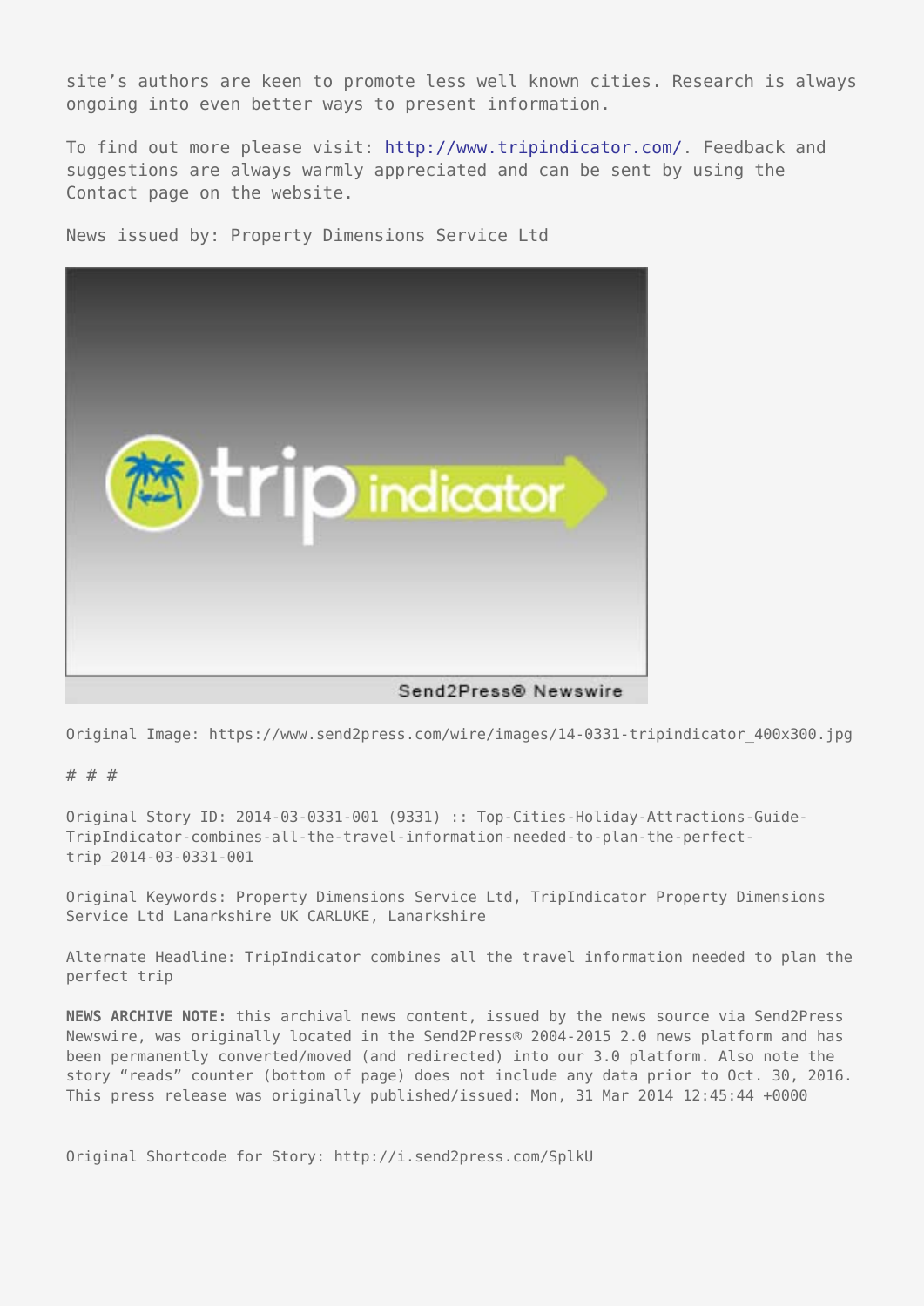site's authors are keen to promote less well known cities. Research is always ongoing into even better ways to present information.

To find out more please visit: http://www.tripindicator.com/. Feedback and suggestions are always warmly appreciated and can be sent by using the Contact page on the website.

News issued by: Property Dimensions Service Ltd

Original Image: https://www.send2press.com/wire/images/14-0331-tripindicator_400x300.jpg

# # #

Original Story ID: 2014-03-0331-001 (9331) :: Top-Cities-Holiday-Attractions-Guide-TripIndicator-combines-all-the-travel-information-needed-to-plan-the-perfect-trip_2014-03-0331-001

Original Keywords: Property Dimensions Service Ltd, TripIndicator Property Dimensions Service Ltd Lanarkshire UK CARLUKE, Lanarkshire

Alternate Headline: TripIndicator combines all the travel information needed to plan the perfect trip

**NEWS ARCHIVE NOTE:** this archival news content, issued by the news source via Send2Press Newswire, was originally located in the Send2Press® 2004-2015 2.0 news platform and has been permanently converted/moved (and redirected) into our 3.0 platform. Also note the story "reads" counter (bottom of page) does not include any data prior to Oct. 30, 2016. This press release was originally published/issued: Mon, 31 Mar 2014 12:45:44 +0000

Original Shortcode for Story: http://i.send2press.com/SplkU